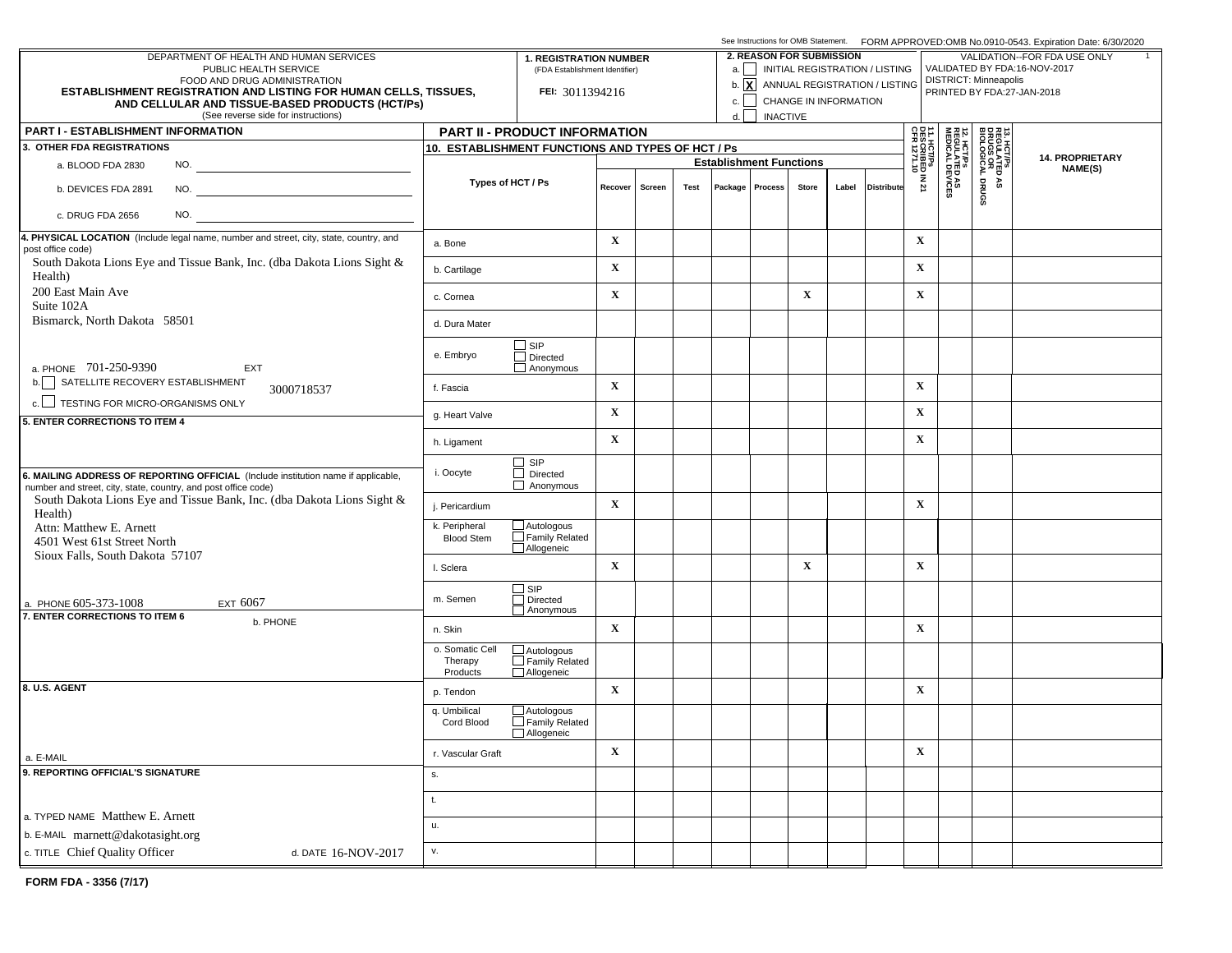See Instructions for OMB Statement. FORM APPROVED:OMB No.0910-0543. Expiration Date: 6/30/2020

DEPARTMENT OF HEALTH AND HUMAN SERVICES
PUBLIC HEALTH SERVICE
FOOD AND DRUG ADMINISTRATION

**ESTABLISHMENT REGISTRATION AND LISTING FOR HUMAN CELLS, TISSUES, AND CELLULAR AND TISSUE-BASED PRODUCTS (HCT/Ps)**
(See reverse side for instructions)

**1. REGISTRATION NUMBER** (FDA Establishment Identifier)
FEI: 3011394216

**2. REASON FOR SUBMISSION**
- a. [ ] INITIAL REGISTRATION / LISTING
- b. [X] ANNUAL REGISTRATION / LISTING
- c. [ ] CHANGE IN INFORMATION
- d. [ ] INACTIVE

VALIDATION--FOR FDA USE ONLY
VALIDATED BY FDA:16-NOV-2017
DISTRICT: Minneapolis
PRINTED BY FDA:27-JAN-2018

## PART I - ESTABLISHMENT INFORMATION

**3. OTHER FDA REGISTRATIONS**
- a. BLOOD FDA 2830 NO.
- b. DEVICES FDA 2891 NO.
- c. DRUG FDA 2656 NO.

**4. PHYSICAL LOCATION** (Include legal name, number and street, city, state, country, and post office code)
South Dakota Lions Eye and Tissue Bank, Inc. (dba Dakota Lions Sight & Health)
200 East Main Ave
Suite 102A
Bismarck, North Dakota 58501

a. PHONE 701-250-9390 EXT
b. [ ] SATELLITE RECOVERY ESTABLISHMENT 3000718537
c. [ ] TESTING FOR MICRO-ORGANISMS ONLY

**5. ENTER CORRECTIONS TO ITEM 4**

**6. MAILING ADDRESS OF REPORTING OFFICIAL** (Include institution name if applicable, number and street, city, state, country, and post office code)
South Dakota Lions Eye and Tissue Bank, Inc. (dba Dakota Lions Sight & Health)
Attn: Matthew E. Arnett
4501 West 61st Street North
Sioux Falls, South Dakota 57107

a. PHONE 605-373-1008 EXT 6067

**7. ENTER CORRECTIONS TO ITEM 6**
b. PHONE

**8. U.S. AGENT**

a. E-MAIL

**9. REPORTING OFFICIAL'S SIGNATURE**

a. TYPED NAME Matthew E. Arnett
b. E-MAIL marnett@dakotasight.org
c. TITLE Chief Quality Officer
d. DATE 16-NOV-2017

## PART II - PRODUCT INFORMATION

**10. ESTABLISHMENT FUNCTIONS AND TYPES OF HCT / Ps**

| Types of HCT / Ps | | Recover | Screen | Test | Package | Process | Store | Label | Distribute | 11. HCT/Ps DESCRIBED IN 21 CFR 1271.10 | 12. HCT/Ps REGULATED AS MEDICAL DEVICES | 13. HCT/Ps REGULATED AS DRUGS OR BIOLOGICAL DRUGS | 14. PROPRIETARY NAME(S) |
|---|---|---|---|---|---|---|---|---|---|---|---|---|---|
| a. Bone | | X | | | | | | | | X | | | |
| b. Cartilage | | X | | | | | | | | X | | | |
| c. Cornea | | X | | | | | X | | | X | | | |
| d. Dura Mater | | | | | | | | | | | | | |
| e. Embryo | [ ] SIP [ ] Directed [ ] Anonymous | | | | | | | | | | | | |
| f. Fascia | | X | | | | | | | | X | | | |
| g. Heart Valve | | X | | | | | | | | X | | | |
| h. Ligament | | X | | | | | | | | X | | | |
| i. Oocyte | [ ] SIP [ ] Directed [ ] Anonymous | | | | | | | | | | | | |
| j. Pericardium | | X | | | | | | | | X | | | |
| k. Peripheral Blood Stem | [ ] Autologous [ ] Family Related [ ] Allogeneic | | | | | | | | | | | | |
| l. Sclera | | X | | | | | X | | | X | | | |
| m. Semen | [ ] SIP [ ] Directed [ ] Anonymous | | | | | | | | | | | | |
| n. Skin | | X | | | | | | | | X | | | |
| o. Somatic Cell Therapy Products | [ ] Autologous [ ] Family Related [ ] Allogeneic | | | | | | | | | | | | |
| p. Tendon | | X | | | | | | | | X | | | |
| q. Umbilical Cord Blood | [ ] Autologous [ ] Family Related [ ] Allogeneic | | | | | | | | | | | | |
| r. Vascular Graft | | X | | | | | | | | X | | | |
| s. | | | | | | | | | | | | | |
| t. | | | | | | | | | | | | | |
| u. | | | | | | | | | | | | | |
| v. | | | | | | | | | | | | | |

**FORM FDA - 3356 (7/17)**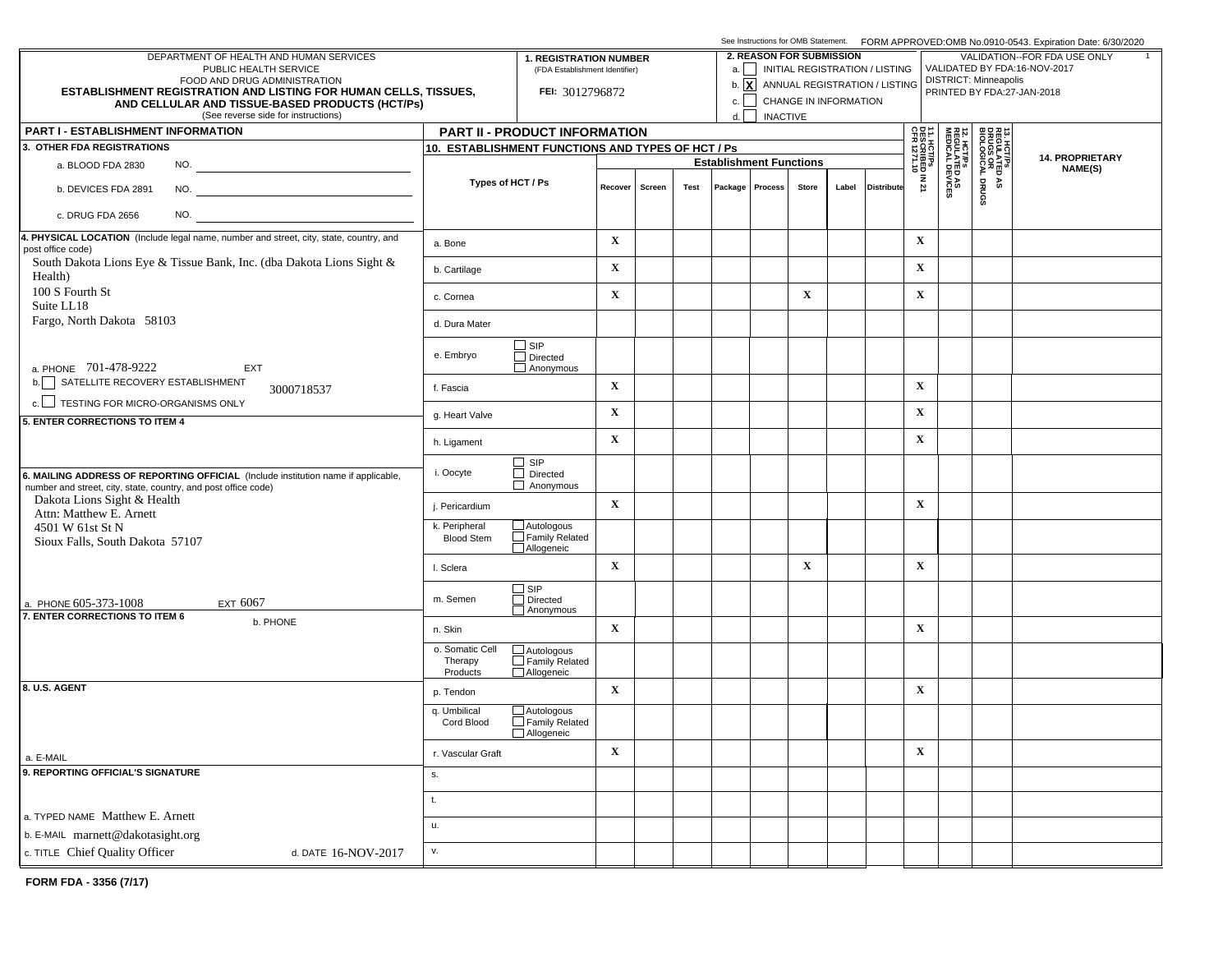See Instructions for OMB Statement. FORM APPROVED:OMB No.0910-0543. Expiration Date: 6/30/2020

DEPARTMENT OF HEALTH AND HUMAN SERVICES
PUBLIC HEALTH SERVICE
FOOD AND DRUG ADMINISTRATION

**ESTABLISHMENT REGISTRATION AND LISTING FOR HUMAN CELLS, TISSUES, AND CELLULAR AND TISSUE-BASED PRODUCTS (HCT/Ps)**

(See reverse side for instructions)

**1. REGISTRATION NUMBER** (FDA Establishment Identifier)

FEI: 3012796872

**2. REASON FOR SUBMISSION**

- a. [ ] INITIAL REGISTRATION / LISTING
- b. [X] ANNUAL REGISTRATION / LISTING
- c. [ ] CHANGE IN INFORMATION
- d. [ ] INACTIVE

VALIDATION--FOR FDA USE ONLY
VALIDATED BY FDA:16-NOV-2017
DISTRICT: Minneapolis
PRINTED BY FDA:27-JAN-2018

## PART I - ESTABLISHMENT INFORMATION

**3. OTHER FDA REGISTRATIONS**

- a. BLOOD FDA 2830 NO.
- b. DEVICES FDA 2891 NO.
- c. DRUG FDA 2656 NO.

**4. PHYSICAL LOCATION** (Include legal name, number and street, city, state, country, and post office code)

South Dakota Lions Eye & Tissue Bank, Inc. (dba Dakota Lions Sight & Health)
100 S Fourth St
Suite LL18
Fargo, North Dakota 58103

a. PHONE 701-478-9222 EXT

b. [ ] SATELLITE RECOVERY ESTABLISHMENT 3000718537

c. [ ] TESTING FOR MICRO-ORGANISMS ONLY

**5. ENTER CORRECTIONS TO ITEM 4**

**6. MAILING ADDRESS OF REPORTING OFFICIAL** (Include institution name if applicable, number and street, city, state, country, and post office code)

Dakota Lions Sight & Health
Attn: Matthew E. Arnett
4501 W 61st St N
Sioux Falls, South Dakota 57107

a. PHONE 605-373-1008 EXT 6067

**7. ENTER CORRECTIONS TO ITEM 6**

b. PHONE

**8. U.S. AGENT**

a. E-MAIL

**9. REPORTING OFFICIAL'S SIGNATURE**

a. TYPED NAME Matthew E. Arnett
b. E-MAIL marnett@dakotasight.org
c. TITLE Chief Quality Officer
d. DATE 16-NOV-2017

## PART II - PRODUCT INFORMATION

**10. ESTABLISHMENT FUNCTIONS AND TYPES OF HCT / Ps**

| Types of HCT / Ps | | Recover | Screen | Test | Package | Process | Store | Label | Distribute | 11. HCT/Ps DESCRIBED IN 21 CFR 1271.10 | 12. HCT/Ps REGULATED AS MEDICAL DEVICES | 13. HCT/Ps REGULATED AS DRUGS OR BIOLOGICAL DRUGS | 14. PROPRIETARY NAME(S) |
|---|---|---|---|---|---|---|---|---|---|---|---|---|---|
| a. Bone | | X | | | | | | | | X | | | |
| b. Cartilage | | X | | | | | | | | X | | | |
| c. Cornea | | X | | | | | X | | | X | | | |
| d. Dura Mater | | | | | | | | | | | | | |
| e. Embryo | [ ] SIP [ ] Directed [ ] Anonymous | | | | | | | | | | | | |
| f. Fascia | | X | | | | | | | | X | | | |
| g. Heart Valve | | X | | | | | | | | X | | | |
| h. Ligament | | X | | | | | | | | X | | | |
| i. Oocyte | [ ] SIP [ ] Directed [ ] Anonymous | | | | | | | | | | | | |
| j. Pericardium | | X | | | | | | | | X | | | |
| k. Peripheral Blood Stem | [ ] Autologous [ ] Family Related [ ] Allogeneic | | | | | | | | | | | | |
| l. Sclera | | X | | | | | X | | | X | | | |
| m. Semen | [ ] SIP [ ] Directed [ ] Anonymous | | | | | | | | | | | | |
| n. Skin | | X | | | | | | | | X | | | |
| o. Somatic Cell Therapy Products | [ ] Autologous [ ] Family Related [ ] Allogeneic | | | | | | | | | | | | |
| p. Tendon | | X | | | | | | | | X | | | |
| q. Umbilical Cord Blood | [ ] Autologous [ ] Family Related [ ] Allogeneic | | | | | | | | | | | | |
| r. Vascular Graft | | X | | | | | | | | X | | | |
| s. | | | | | | | | | | | | | |
| t. | | | | | | | | | | | | | |
| u. | | | | | | | | | | | | | |
| v. | | | | | | | | | | | | | |

**FORM FDA - 3356 (7/17)**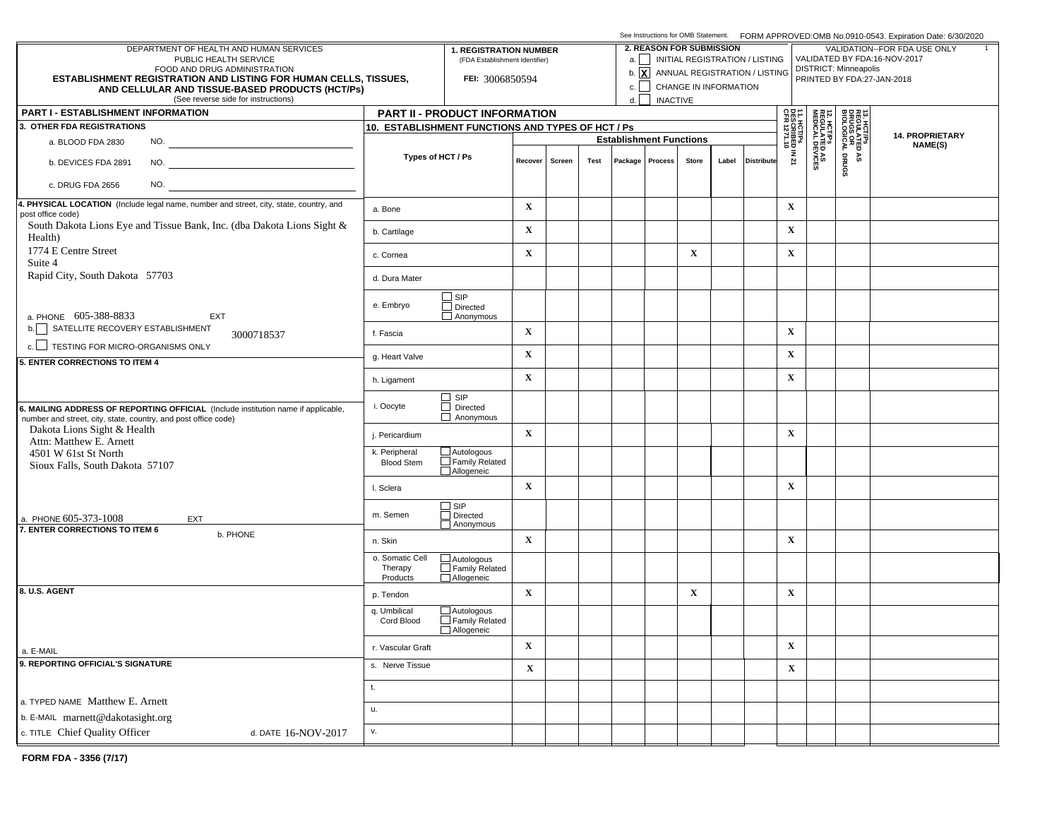See Instructions for OMB Statement. FORM APPROVED:OMB No.0910-0543. Expiration Date: 6/30/2020

DEPARTMENT OF HEALTH AND HUMAN SERVICES
PUBLIC HEALTH SERVICE
FOOD AND DRUG ADMINISTRATION

**ESTABLISHMENT REGISTRATION AND LISTING FOR HUMAN CELLS, TISSUES, AND CELLULAR AND TISSUE-BASED PRODUCTS (HCT/Ps)**

(See reverse side for instructions)

**1. REGISTRATION NUMBER** (FDA Establishment Identifier)

FEI: 3006850594

**2. REASON FOR SUBMISSION**

a. [ ] INITIAL REGISTRATION / LISTING
b. [X] ANNUAL REGISTRATION / LISTING
c. [ ] CHANGE IN INFORMATION
d. [ ] INACTIVE

VALIDATION--FOR FDA USE ONLY
VALIDATED BY FDA:16-NOV-2017
DISTRICT: Minneapolis
PRINTED BY FDA:27-JAN-2018

## PART I - ESTABLISHMENT INFORMATION

**3. OTHER FDA REGISTRATIONS**

a. BLOOD FDA 2830 NO.
b. DEVICES FDA 2891 NO.
c. DRUG FDA 2656 NO.

**4. PHYSICAL LOCATION** (Include legal name, number and street, city, state, country, and post office code)

South Dakota Lions Eye and Tissue Bank, Inc. (dba Dakota Lions Sight & Health)
1774 E Centre Street
Suite 4
Rapid City, South Dakota 57703

a. PHONE 605-388-8833 EXT
b. [ ] SATELLITE RECOVERY ESTABLISHMENT 3000718537
c. [ ] TESTING FOR MICRO-ORGANISMS ONLY

**5. ENTER CORRECTIONS TO ITEM 4**

**6. MAILING ADDRESS OF REPORTING OFFICIAL** (Include institution name if applicable, number and street, city, state, country, and post office code)

Dakota Lions Sight & Health
Attn: Matthew E. Arnett
4501 W 61st St North
Sioux Falls, South Dakota 57107

a. PHONE 605-373-1008 EXT

**7. ENTER CORRECTIONS TO ITEM 6**

b. PHONE

**8. U.S. AGENT**

a. E-MAIL

**9. REPORTING OFFICIAL'S SIGNATURE**

a. TYPED NAME Matthew E. Arnett
b. E-MAIL marnett@dakotasight.org
c. TITLE Chief Quality Officer
d. DATE 16-NOV-2017

## PART II - PRODUCT INFORMATION

**10. ESTABLISHMENT FUNCTIONS AND TYPES OF HCT / Ps**

| Types of HCT / Ps | | Recover | Screen | Test | Package | Process | Store | Label | Distribute | 11. HCT/Ps DESCRIBED IN 21 CFR 1271.10 | 12. HCT/Ps REGULATED AS MEDICAL DEVICES | 13. HCT/Ps REGULATED AS DRUGS OR BIOLOGICAL DRUGS | 14. PROPRIETARY NAME(S) |
|---|---|---|---|---|---|---|---|---|---|---|---|---|---|
| a. Bone | | X | | | | | | | | X | | | |
| b. Cartilage | | X | | | | | | | | X | | | |
| c. Cornea | | X | | | | | X | | | X | | | |
| d. Dura Mater | | | | | | | | | | | | | |
| e. Embryo | [ ] SIP [ ] Directed [ ] Anonymous | | | | | | | | | | | | |
| f. Fascia | | X | | | | | | | | X | | | |
| g. Heart Valve | | X | | | | | | | | X | | | |
| h. Ligament | | X | | | | | | | | X | | | |
| i. Oocyte | [ ] SIP [ ] Directed [ ] Anonymous | | | | | | | | | | | | |
| j. Pericardium | | X | | | | | | | | X | | | |
| k. Peripheral Blood Stem | [ ] Autologous [ ] Family Related [ ] Allogeneic | | | | | | | | | | | | |
| l. Sclera | | X | | | | | | | | X | | | |
| m. Semen | [ ] SIP [ ] Directed [ ] Anonymous | | | | | | | | | | | | |
| n. Skin | | X | | | | | | | | X | | | |
| o. Somatic Cell Therapy Products | [ ] Autologous [ ] Family Related [ ] Allogeneic | | | | | | | | | | | | |
| p. Tendon | | X | | | | | X | | | X | | | |
| q. Umbilical Cord Blood | [ ] Autologous [ ] Family Related [ ] Allogeneic | | | | | | | | | | | | |
| r. Vascular Graft | | X | | | | | | | | X | | | |
| s. Nerve Tissue | | X | | | | | | | | X | | | |
| t. | | | | | | | | | | | | | |
| u. | | | | | | | | | | | | | |
| v. | | | | | | | | | | | | | |

**FORM FDA - 3356 (7/17)**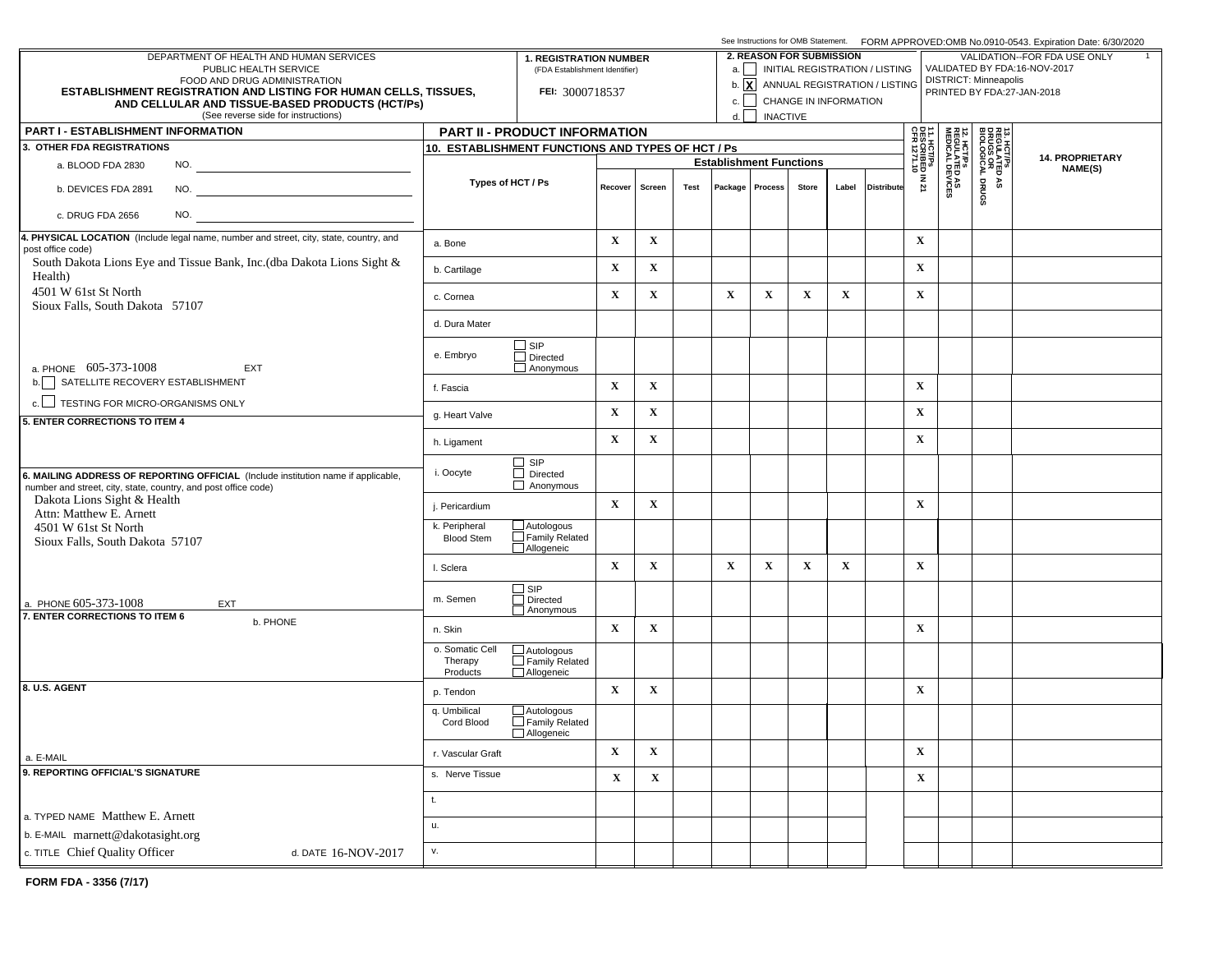See Instructions for OMB Statement. FORM APPROVED:OMB No.0910-0543. Expiration Date: 6/30/2020

DEPARTMENT OF HEALTH AND HUMAN SERVICES
PUBLIC HEALTH SERVICE
FOOD AND DRUG ADMINISTRATION

**ESTABLISHMENT REGISTRATION AND LISTING FOR HUMAN CELLS, TISSUES, AND CELLULAR AND TISSUE-BASED PRODUCTS (HCT/Ps)**

(See reverse side for instructions)

**1. REGISTRATION NUMBER** (FDA Establishment Identifier)

FEI: 3000718537

**2. REASON FOR SUBMISSION**

- a. [ ] INITIAL REGISTRATION / LISTING
- b. [X] ANNUAL REGISTRATION / LISTING
- c. [ ] CHANGE IN INFORMATION
- d. [ ] INACTIVE

VALIDATION--FOR FDA USE ONLY
VALIDATED BY FDA:16-NOV-2017
DISTRICT: Minneapolis
PRINTED BY FDA:27-JAN-2018

## PART I - ESTABLISHMENT INFORMATION

**3. OTHER FDA REGISTRATIONS**

- a. BLOOD FDA 2830 NO.
- b. DEVICES FDA 2891 NO.
- c. DRUG FDA 2656 NO.

**4. PHYSICAL LOCATION** (Include legal name, number and street, city, state, country, and post office code)

South Dakota Lions Eye and Tissue Bank, Inc.(dba Dakota Lions Sight & Health)
4501 W 61st St North
Sioux Falls, South Dakota 57107

a. PHONE 605-373-1008 EXT

b. [ ] SATELLITE RECOVERY ESTABLISHMENT

c. [ ] TESTING FOR MICRO-ORGANISMS ONLY

**5. ENTER CORRECTIONS TO ITEM 4**

**6. MAILING ADDRESS OF REPORTING OFFICIAL** (Include institution name if applicable, number and street, city, state, country, and post office code)

Dakota Lions Sight & Health
Attn: Matthew E. Arnett
4501 W 61st St North
Sioux Falls, South Dakota 57107

a. PHONE 605-373-1008 EXT

**7. ENTER CORRECTIONS TO ITEM 6**

b. PHONE

**8. U.S. AGENT**

a. E-MAIL

**9. REPORTING OFFICIAL'S SIGNATURE**

a. TYPED NAME Matthew E. Arnett
b. E-MAIL marnett@dakotasight.org
c. TITLE Chief Quality Officer d. DATE 16-NOV-2017

## PART II - PRODUCT INFORMATION

**10. ESTABLISHMENT FUNCTIONS AND TYPES OF HCT / Ps**

| Types of HCT / Ps | | Recover | Screen | Test | Package | Process | Store | Label | Distribute | 11. HCT/Ps DESCRIBED IN 21 CFR 1271.10 | 12. HCT/Ps REGULATED AS MEDICAL DEVICES | 13. HCT/Ps REGULATED AS DRUGS OR BIOLOGICAL DRUGS | 14. PROPRIETARY NAME(S) |
|---|---|---|---|---|---|---|---|---|---|---|---|---|---|
| a. Bone | | X | X | | | | | | | X | | | |
| b. Cartilage | | X | X | | | | | | | X | | | |
| c. Cornea | | X | X | | X | X | X | X | | X | | | |
| d. Dura Mater | | | | | | | | | | | | | |
| e. Embryo | [ ] SIP [ ] Directed [ ] Anonymous | | | | | | | | | | | | |
| f. Fascia | | X | X | | | | | | | X | | | |
| g. Heart Valve | | X | X | | | | | | | X | | | |
| h. Ligament | | X | X | | | | | | | X | | | |
| i. Oocyte | [ ] SIP [ ] Directed [ ] Anonymous | | | | | | | | | | | | |
| j. Pericardium | | X | X | | | | | | | X | | | |
| k. Peripheral Blood Stem | [ ] Autologous [ ] Family Related [ ] Allogeneic | | | | | | | | | | | | |
| l. Sclera | | X | X | | X | X | X | X | | X | | | |
| m. Semen | [ ] SIP [ ] Directed [ ] Anonymous | | | | | | | | | | | | |
| n. Skin | | X | X | | | | | | | X | | | |
| o. Somatic Cell Therapy Products | [ ] Autologous [ ] Family Related [ ] Allogeneic | | | | | | | | | | | | |
| p. Tendon | | X | X | | | | | | | X | | | |
| q. Umbilical Cord Blood | [ ] Autologous [ ] Family Related [ ] Allogeneic | | | | | | | | | | | | |
| r. Vascular Graft | | X | X | | | | | | | X | | | |
| s. Nerve Tissue | | X | X | | | | | | | X | | | |
| t. | | | | | | | | | | | | | |
| u. | | | | | | | | | | | | | |
| v. | | | | | | | | | | | | | |

**FORM FDA - 3356 (7/17)**